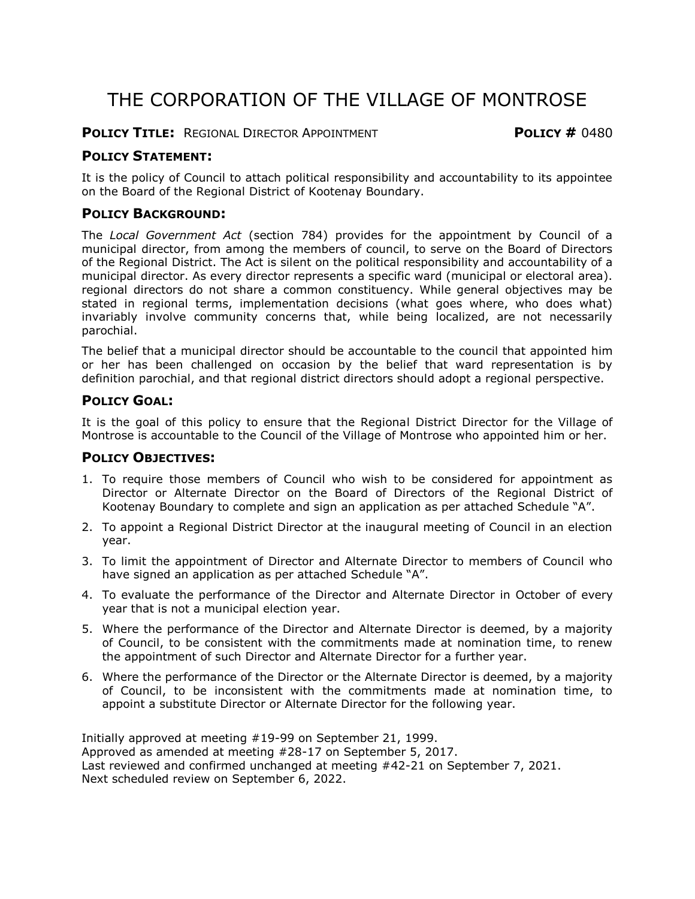# THE CORPORATION OF THE VILLAGE OF MONTROSE

**POLICY TITLE:** REGIONAL DIRECTOR APPOINTMENT **POLICY #** 0480

## POLICY STATEMENT:

It is the policy of Council to attach political responsibility and accountability to its appointee on the Board of the Regional District of Kootenay Boundary.

## POLICY BACKGROUND:

The *Local Government Act* (section 784) provides for the appointment by Council of a municipal director, from among the members of council, to serve on the Board of Directors of the Regional District. The Act is silent on the political responsibility and accountability of a municipal director. As every director represents a specific ward (municipal or electoral area). regional directors do not share a common constituency. While general objectives may be stated in regional terms, implementation decisions (what goes where, who does what) invariably involve community concerns that, while being localized, are not necessarily parochial.

The belief that a municipal director should be accountable to the council that appointed him or her has been challenged on occasion by the belief that ward representation is by definition parochial, and that regional district directors should adopt a regional perspective.

## POLICY GOAL:

It is the goal of this policy to ensure that the Regional District Director for the Village of Montrose is accountable to the Council of the Village of Montrose who appointed him or her.

## POLICY OBJECTIVES:

1. To require those members of Council who wish to be considered for appointment as Director or Alternate Director on the Board of Directors of the Regional District of Kootenay Boundary to complete and sign an application as per attached Schedule "A".
2. To appoint a Regional District Director at the inaugural meeting of Council in an election year.
3. To limit the appointment of Director and Alternate Director to members of Council who have signed an application as per attached Schedule "A".
4. To evaluate the performance of the Director and Alternate Director in October of every year that is not a municipal election year.
5. Where the performance of the Director and Alternate Director is deemed, by a majority of Council, to be consistent with the commitments made at nomination time, to renew the appointment of such Director and Alternate Director for a further year.
6. Where the performance of the Director or the Alternate Director is deemed, by a majority of Council, to be inconsistent with the commitments made at nomination time, to appoint a substitute Director or Alternate Director for the following year.

Initially approved at meeting #19-99 on September 21, 1999.
Approved as amended at meeting #28-17 on September 5, 2017.
Last reviewed and confirmed unchanged at meeting #42-21 on September 7, 2021.
Next scheduled review on September 6, 2022.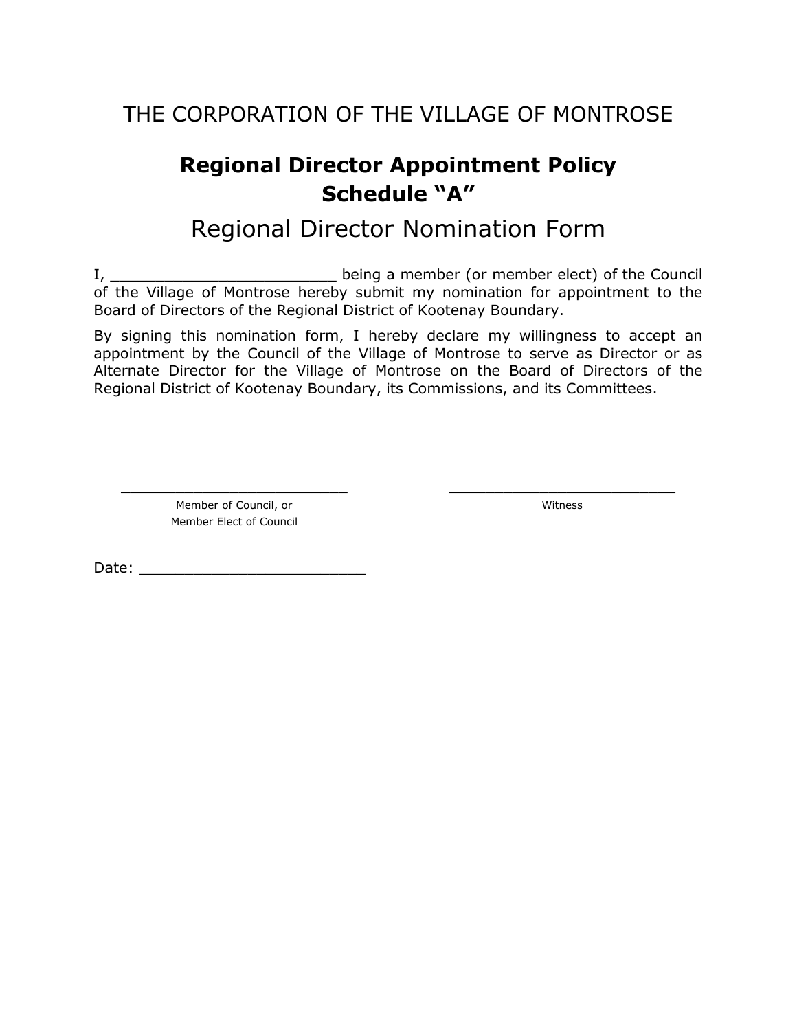THE CORPORATION OF THE VILLAGE OF MONTROSE

# Regional Director Appointment Policy
# Schedule "A"

## Regional Director Nomination Form

I, _________________________ being a member (or member elect) of the Council of the Village of Montrose hereby submit my nomination for appointment to the Board of Directors of the Regional District of Kootenay Boundary.

By signing this nomination form, I hereby declare my willingness to accept an appointment by the Council of the Village of Montrose to serve as Director or as Alternate Director for the Village of Montrose on the Board of Directors of the Regional District of Kootenay Boundary, its Commissions, and its Committees.

| | |
|---|---|
| ___________________________ | ___________________________ |
| Member of Council, or Member Elect of Council | Witness |

Date: _________________________